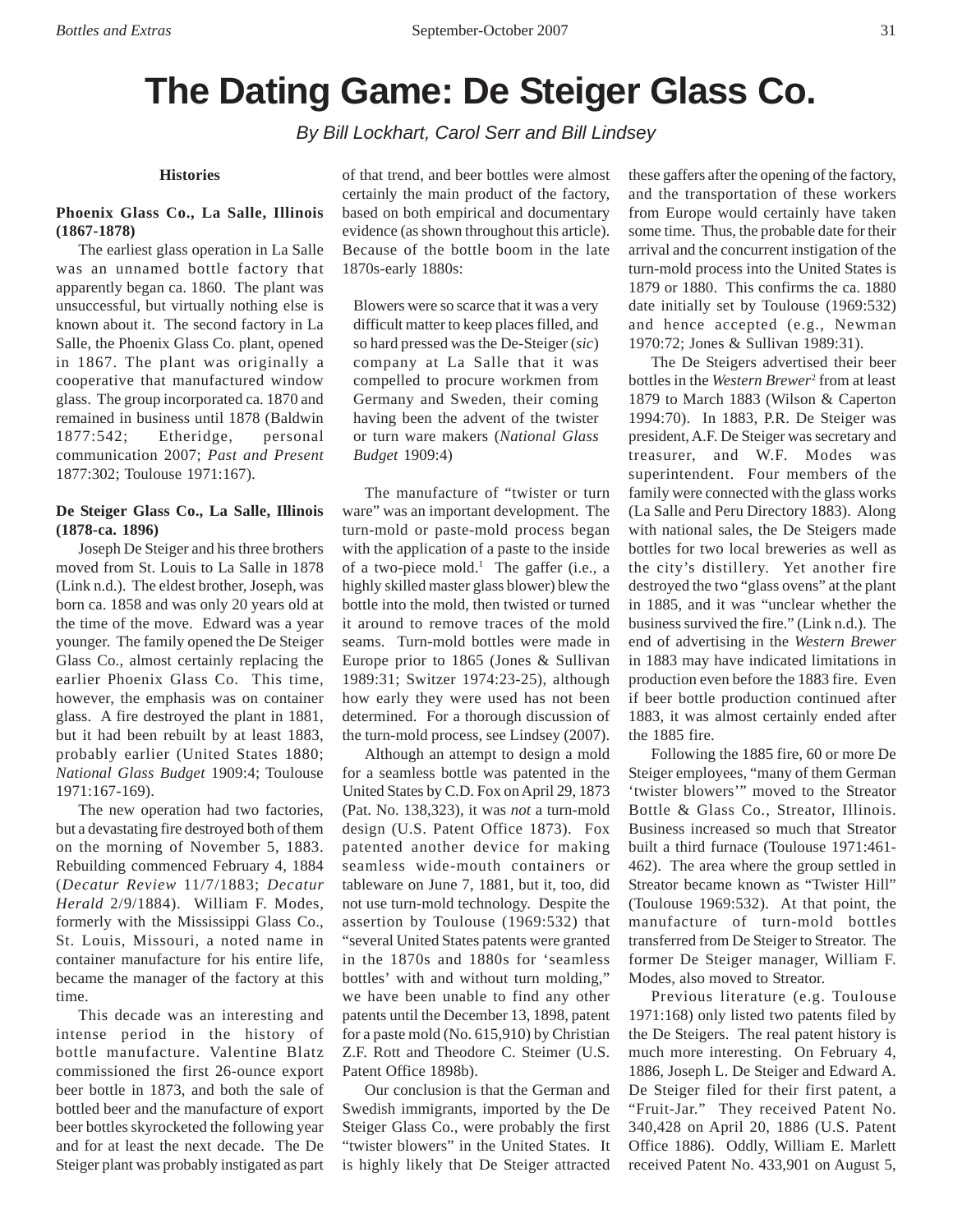# The Dating Game: De Steiger Glass Co.

*By Bill Lockhart, Carol Serr and Bill Lindsey*

## Histories

### Phoenix Glass Co., La Salle, Illinois (1867-1878)

The earliest glass operation in La Salle was an unnamed bottle factory that apparently began ca. 1860. The plant was unsuccessful, but virtually nothing else is known about it. The second factory in La Salle, the Phoenix Glass Co. plant, opened in 1867. The plant was originally a cooperative that manufactured window glass. The group incorporated ca. 1870 and remained in business until 1878 (Baldwin 1877:542; Etheridge, personal communication 2007; *Past and Present* 1877:302; Toulouse 1971:167).

### De Steiger Glass Co., La Salle, Illinois (1878-ca. 1896)

Joseph De Steiger and his three brothers moved from St. Louis to La Salle in 1878 (Link n.d.). The eldest brother, Joseph, was born ca. 1858 and was only 20 years old at the time of the move. Edward was a year younger. The family opened the De Steiger Glass Co., almost certainly replacing the earlier Phoenix Glass Co. This time, however, the emphasis was on container glass. A fire destroyed the plant in 1881, but it had been rebuilt by at least 1883, probably earlier (United States 1880; *National Glass Budget* 1909:4; Toulouse 1971:167-169).

The new operation had two factories, but a devastating fire destroyed both of them on the morning of November 5, 1883. Rebuilding commenced February 4, 1884 (*Decatur Review* 11/7/1883; *Decatur Herald* 2/9/1884). William F. Modes, formerly with the Mississippi Glass Co., St. Louis, Missouri, a noted name in container manufacture for his entire life, became the manager of the factory at this time.

This decade was an interesting and intense period in the history of bottle manufacture. Valentine Blatz commissioned the first 26-ounce export beer bottle in 1873, and both the sale of bottled beer and the manufacture of export beer bottles skyrocketed the following year and for at least the next decade. The De Steiger plant was probably instigated as part of that trend, and beer bottles were almost certainly the main product of the factory, based on both empirical and documentary evidence (as shown throughout this article). Because of the bottle boom in the late 1870s-early 1880s:

> Blowers were so scarce that it was a very difficult matter to keep places filled, and so hard pressed was the De-Steiger (*sic*) company at La Salle that it was compelled to procure workmen from Germany and Sweden, their coming having been the advent of the twister or turn ware makers (*National Glass Budget* 1909:4)

The manufacture of "twister or turn ware" was an important development. The turn-mold or paste-mold process began with the application of a paste to the inside of a two-piece mold.[1] The gaffer (i.e., a highly skilled master glass blower) blew the bottle into the mold, then twisted or turned it around to remove traces of the mold seams. Turn-mold bottles were made in Europe prior to 1865 (Jones & Sullivan 1989:31; Switzer 1974:23-25), although how early they were used has not been determined. For a thorough discussion of the turn-mold process, see Lindsey (2007).

Although an attempt to design a mold for a seamless bottle was patented in the United States by C.D. Fox on April 29, 1873 (Pat. No. 138,323), it was *not* a turn-mold design (U.S. Patent Office 1873). Fox patented another device for making seamless wide-mouth containers or tableware on June 7, 1881, but it, too, did not use turn-mold technology. Despite the assertion by Toulouse (1969:532) that "several United States patents were granted in the 1870s and 1880s for 'seamless bottles' with and without turn molding," we have been unable to find any other patents until the December 13, 1898, patent for a paste mold (No. 615,910) by Christian Z.F. Rott and Theodore C. Steimer (U.S. Patent Office 1898b).

Our conclusion is that the German and Swedish immigrants, imported by the De Steiger Glass Co., were probably the first "twister blowers" in the United States. It is highly likely that De Steiger attracted these gaffers after the opening of the factory, and the transportation of these workers from Europe would certainly have taken some time. Thus, the probable date for their arrival and the concurrent instigation of the turn-mold process into the United States is 1879 or 1880. This confirms the ca. 1880 date initially set by Toulouse (1969:532) and hence accepted (e.g., Newman 1970:72; Jones & Sullivan 1989:31).

The De Steigers advertised their beer bottles in the *Western Brewer*[2] from at least 1879 to March 1883 (Wilson & Caperton 1994:70). In 1883, P.R. De Steiger was president, A.F. De Steiger was secretary and treasurer, and W.F. Modes was superintendent. Four members of the family were connected with the glass works (La Salle and Peru Directory 1883). Along with national sales, the De Steigers made bottles for two local breweries as well as the city's distillery. Yet another fire destroyed the two "glass ovens" at the plant in 1885, and it was "unclear whether the business survived the fire." (Link n.d.). The end of advertising in the *Western Brewer* in 1883 may have indicated limitations in production even before the 1883 fire. Even if beer bottle production continued after 1883, it was almost certainly ended after the 1885 fire.

Following the 1885 fire, 60 or more De Steiger employees, "many of them German 'twister blowers'" moved to the Streator Bottle & Glass Co., Streator, Illinois. Business increased so much that Streator built a third furnace (Toulouse 1971:461-462). The area where the group settled in Streator became known as "Twister Hill" (Toulouse 1969:532). At that point, the manufacture of turn-mold bottles transferred from De Steiger to Streator. The former De Steiger manager, William F. Modes, also moved to Streator.

Previous literature (e.g. Toulouse 1971:168) only listed two patents filed by the De Steigers. The real patent history is much more interesting. On February 4, 1886, Joseph L. De Steiger and Edward A. De Steiger filed for their first patent, a "Fruit-Jar." They received Patent No. 340,428 on April 20, 1886 (U.S. Patent Office 1886). Oddly, William E. Marlett received Patent No. 433,901 on August 5,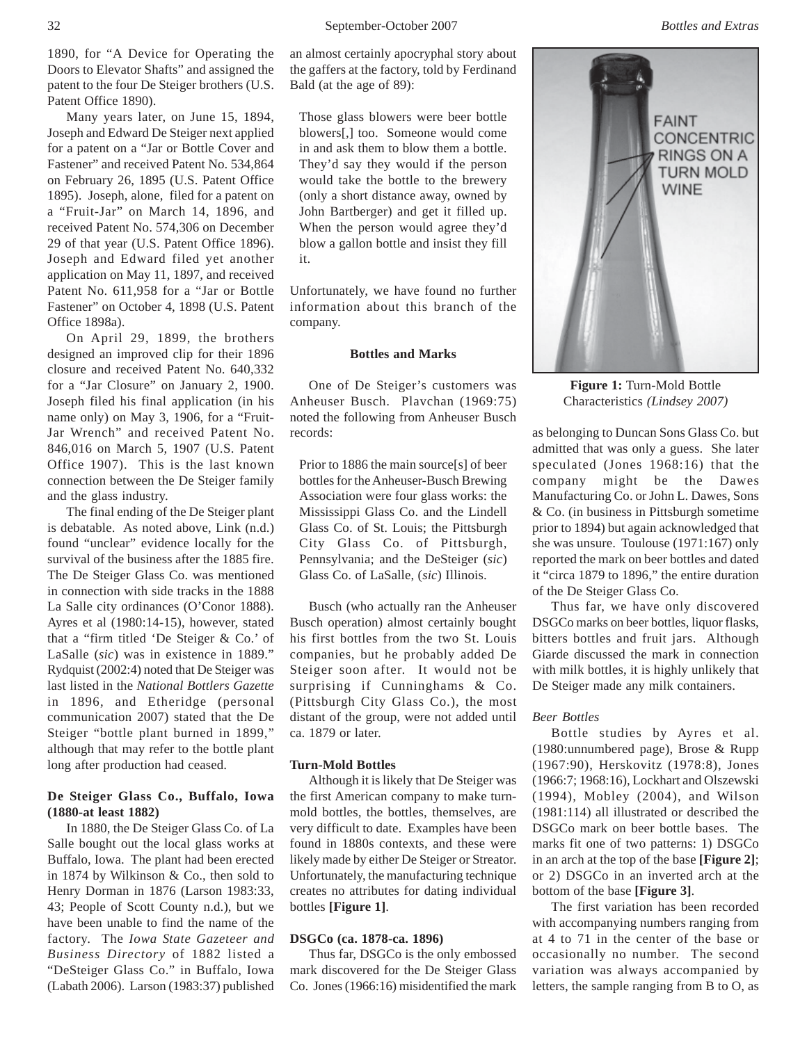1890, for "A Device for Operating the Doors to Elevator Shafts" and assigned the patent to the four De Steiger brothers (U.S. Patent Office 1890).

Many years later, on June 15, 1894, Joseph and Edward De Steiger next applied for a patent on a "Jar or Bottle Cover and Fastener" and received Patent No. 534,864 on February 26, 1895 (U.S. Patent Office 1895). Joseph, alone, filed for a patent on a "Fruit-Jar" on March 14, 1896, and received Patent No. 574,306 on December 29 of that year (U.S. Patent Office 1896). Joseph and Edward filed yet another application on May 11, 1897, and received Patent No. 611,958 for a "Jar or Bottle Fastener" on October 4, 1898 (U.S. Patent Office 1898a).

On April 29, 1899, the brothers designed an improved clip for their 1896 closure and received Patent No. 640,332 for a "Jar Closure" on January 2, 1900. Joseph filed his final application (in his name only) on May 3, 1906, for a "Fruit-Jar Wrench" and received Patent No. 846,016 on March 5, 1907 (U.S. Patent Office 1907). This is the last known connection between the De Steiger family and the glass industry.

The final ending of the De Steiger plant is debatable. As noted above, Link (n.d.) found "unclear" evidence locally for the survival of the business after the 1885 fire. The De Steiger Glass Co. was mentioned in connection with side tracks in the 1888 La Salle city ordinances (O'Conor 1888). Ayres et al (1980:14-15), however, stated that a "firm titled 'De Steiger & Co.' of LaSalle (*sic*) was in existence in 1889." Rydquist (2002:4) noted that De Steiger was last listed in the *National Bottlers Gazette* in 1896, and Etheridge (personal communication 2007) stated that the De Steiger "bottle plant burned in 1899," although that may refer to the bottle plant long after production had ceased.

### De Steiger Glass Co., Buffalo, Iowa (1880-at least 1882)

In 1880, the De Steiger Glass Co. of La Salle bought out the local glass works at Buffalo, Iowa. The plant had been erected in 1874 by Wilkinson & Co., then sold to Henry Dorman in 1876 (Larson 1983:33, 43; People of Scott County n.d.), but we have been unable to find the name of the factory. The *Iowa State Gazeteer and Business Directory* of 1882 listed a "DeSteiger Glass Co." in Buffalo, Iowa (Labath 2006). Larson (1983:37) published an almost certainly apocryphal story about the gaffers at the factory, told by Ferdinand Bald (at the age of 89):

> Those glass blowers were beer bottle blowers[,] too. Someone would come in and ask them to blow them a bottle. They'd say they would if the person would take the bottle to the brewery (only a short distance away, owned by John Bartberger) and get it filled up. When the person would agree they'd blow a gallon bottle and insist they fill it.

Unfortunately, we have found no further information about this branch of the company.

### Bottles and Marks

One of De Steiger's customers was Anheuser Busch. Plavchan (1969:75) noted the following from Anheuser Busch records:

> Prior to 1886 the main source[s] of beer bottles for the Anheuser-Busch Brewing Association were four glass works: the Mississippi Glass Co. and the Lindell Glass Co. of St. Louis; the Pittsburgh City Glass Co. of Pittsburgh, Pennsylvania; and the DeSteiger (*sic*) Glass Co. of LaSalle, (*sic*) Illinois.

Busch (who actually ran the Anheuser Busch operation) almost certainly bought his first bottles from the two St. Louis companies, but he probably added De Steiger soon after. It would not be surprising if Cunninghams & Co. (Pittsburgh City Glass Co.), the most distant of the group, were not added until ca. 1879 or later.

#### Turn-Mold Bottles

Although it is likely that De Steiger was the first American company to make turn-mold bottles, the bottles, themselves, are very difficult to date. Examples have been found in 1880s contexts, and these were likely made by either De Steiger or Streator. Unfortunately, the manufacturing technique creates no attributes for dating individual bottles **[Figure 1]**.

FAINT CONCENTRIC RINGS ON A TURN MOLD WINE

**Figure 1:** Turn-Mold Bottle Characteristics *(Lindsey 2007)*

#### DSGCo (ca. 1878-ca. 1896)

Thus far, DSGCo is the only embossed mark discovered for the De Steiger Glass Co. Jones (1966:16) misidentified the mark as belonging to Duncan Sons Glass Co. but admitted that was only a guess. She later speculated (Jones 1968:16) that the company might be the Dawes Manufacturing Co. or John L. Dawes, Sons & Co. (in business in Pittsburgh sometime prior to 1894) but again acknowledged that she was unsure. Toulouse (1971:167) only reported the mark on beer bottles and dated it "circa 1879 to 1896," the entire duration of the De Steiger Glass Co.

Thus far, we have only discovered DSGCo marks on beer bottles, liquor flasks, bitters bottles and fruit jars. Although Giarde discussed the mark in connection with milk bottles, it is highly unlikely that De Steiger made any milk containers.

*Beer Bottles*

Bottle studies by Ayres et al. (1980:unnumbered page), Brose & Rupp (1967:90), Herskovitz (1978:8), Jones (1966:7; 1968:16), Lockhart and Olszewski (1994), Mobley (2004), and Wilson (1981:114) all illustrated or described the DSGCo mark on beer bottle bases. The marks fit one of two patterns: 1) DSGCo in an arch at the top of the base **[Figure 2]**; or 2) DSGCo in an inverted arch at the bottom of the base **[Figure 3]**.

The first variation has been recorded with accompanying numbers ranging from at 4 to 71 in the center of the base or occasionally no number. The second variation was always accompanied by letters, the sample ranging from B to O, as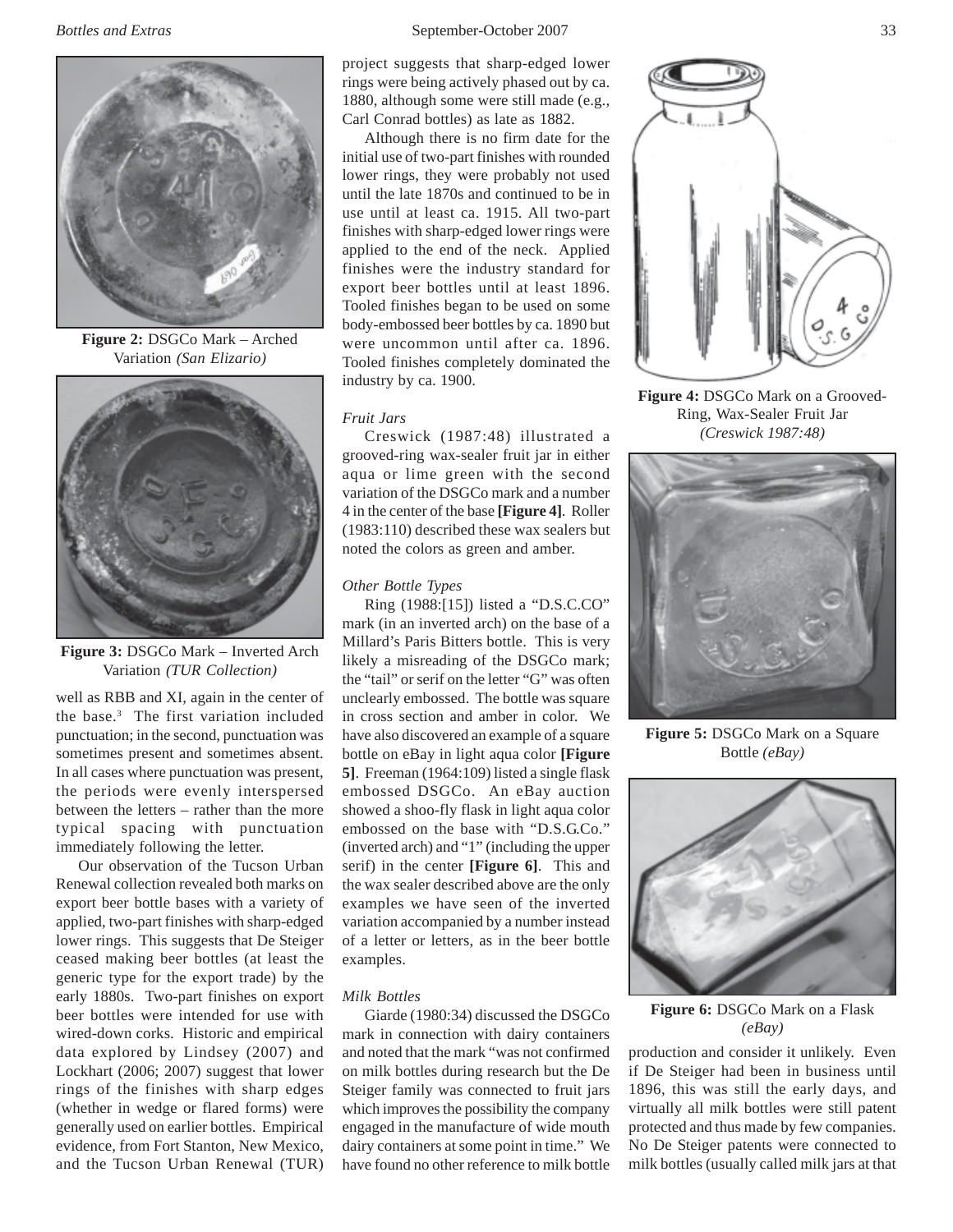**Figure 2:** DSGCo Mark – Arched Variation *(San Elizario)*

**Figure 3:** DSGCo Mark – Inverted Arch Variation *(TUR Collection)*

well as RBB and XI, again in the center of the base.[3] The first variation included punctuation; in the second, punctuation was sometimes present and sometimes absent. In all cases where punctuation was present, the periods were evenly interspersed between the letters – rather than the more typical spacing with punctuation immediately following the letter.

Our observation of the Tucson Urban Renewal collection revealed both marks on export beer bottle bases with a variety of applied, two-part finishes with sharp-edged lower rings. This suggests that De Steiger ceased making beer bottles (at least the generic type for the export trade) by the early 1880s. Two-part finishes on export beer bottles were intended for use with wired-down corks. Historic and empirical data explored by Lindsey (2007) and Lockhart (2006; 2007) suggest that lower rings of the finishes with sharp edges (whether in wedge or flared forms) were generally used on earlier bottles. Empirical evidence, from Fort Stanton, New Mexico, and the Tucson Urban Renewal (TUR) project suggests that sharp-edged lower rings were being actively phased out by ca. 1880, although some were still made (e.g., Carl Conrad bottles) as late as 1882.

Although there is no firm date for the initial use of two-part finishes with rounded lower rings, they were probably not used until the late 1870s and continued to be in use until at least ca. 1915. All two-part finishes with sharp-edged lower rings were applied to the end of the neck. Applied finishes were the industry standard for export beer bottles until at least 1896. Tooled finishes began to be used on some body-embossed beer bottles by ca. 1890 but were uncommon until after ca. 1896. Tooled finishes completely dominated the industry by ca. 1900.

*Fruit Jars*

Creswick (1987:48) illustrated a grooved-ring wax-sealer fruit jar in either aqua or lime green with the second variation of the DSGCo mark and a number 4 in the center of the base **[Figure 4]**. Roller (1983:110) described these wax sealers but noted the colors as green and amber.

*Other Bottle Types*

Ring (1988:[15]) listed a "D.S.C.CO" mark (in an inverted arch) on the base of a Millard's Paris Bitters bottle. This is very likely a misreading of the DSGCo mark; the "tail" or serif on the letter "G" was often unclearly embossed. The bottle was square in cross section and amber in color. We have also discovered an example of a square bottle on eBay in light aqua color **[Figure 5]**. Freeman (1964:109) listed a single flask embossed DSGCo. An eBay auction showed a shoo-fly flask in light aqua color embossed on the base with "D.S.G.Co." (inverted arch) and "1" (including the upper serif) in the center **[Figure 6]**. This and the wax sealer described above are the only examples we have seen of the inverted variation accompanied by a number instead of a letter or letters, as in the beer bottle examples.

*Milk Bottles*

Giarde (1980:34) discussed the DSGCo mark in connection with dairy containers and noted that the mark "was not confirmed on milk bottles during research but the De Steiger family was connected to fruit jars which improves the possibility the company engaged in the manufacture of wide mouth dairy containers at some point in time." We have found no other reference to milk bottle production and consider it unlikely. Even if De Steiger had been in business until 1896, this was still the early days, and virtually all milk bottles were still patent protected and thus made by few companies. No De Steiger patents were connected to milk bottles (usually called milk jars at that

**Figure 4:** DSGCo Mark on a Grooved-Ring, Wax-Sealer Fruit Jar *(Creswick 1987:48)*

**Figure 5:** DSGCo Mark on a Square Bottle *(eBay)*

**Figure 6:** DSGCo Mark on a Flask *(eBay)*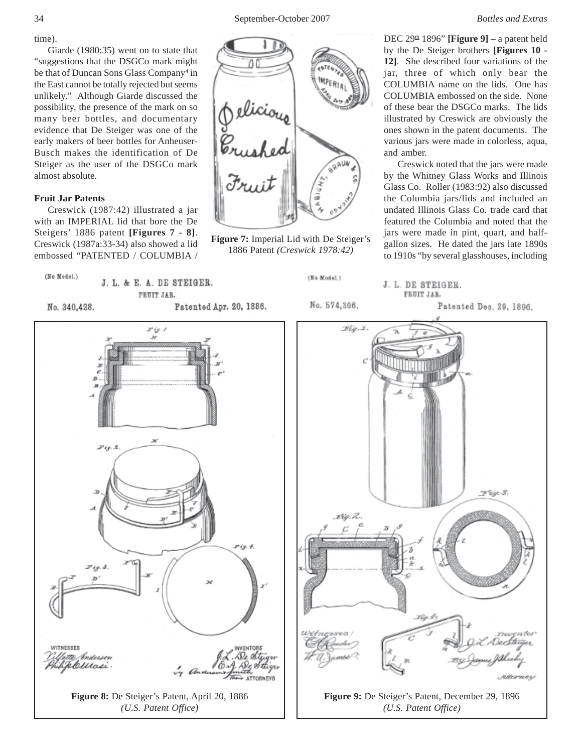time).

Giarde (1980:35) went on to state that "suggestions that the DSGCo mark might be that of Duncan Sons Glass Company[4] in the East cannot be totally rejected but seems unlikely." Although Giarde discussed the possibility, the presence of the mark on so many beer bottles, and documentary evidence that De Steiger was one of the early makers of beer bottles for Anheuser-Busch makes the identification of De Steiger as the user of the DSGCo mark almost absolute.

### Fruit Jar Patents

Creswick (1987:42) illustrated a jar with an IMPERIAL lid that bore the De Steigers' 1886 patent **[Figures 7 - 8]**. Creswick (1987a:33-34) also showed a lid embossed "PATENTED / COLUMBIA / DEC 29th 1896" **[Figure 9]** – a patent held by the De Steiger brothers **[Figures 10 - 12]**. She described four variations of the jar, three of which only bear the COLUMBIA name on the lids. One has COLUMBIA embossed on the side. None of these bear the DSGCo marks. The lids illustrated by Creswick are obviously the ones shown in the patent documents. The various jars were made in colorless, aqua, and amber.

Creswick noted that the jars were made by the Whitney Glass Works and Illinois Glass Co. Roller (1983:92) also discussed the Columbia jars/lids and included an undated Illinois Glass Co. trade card that featured the Columbia and noted that the jars were made in pint, quart, and half-gallon sizes. He dated the jars late 1890s to 1910s "by several glasshouses, including

**Figure 7:** Imperial Lid with De Steiger's 1886 Patent *(Creswick 1978:42)*

**Figure 8:** De Steiger's Patent, April 20, 1886 *(U.S. Patent Office)*

**Figure 9:** De Steiger's Patent, December 29, 1896 *(U.S. Patent Office)*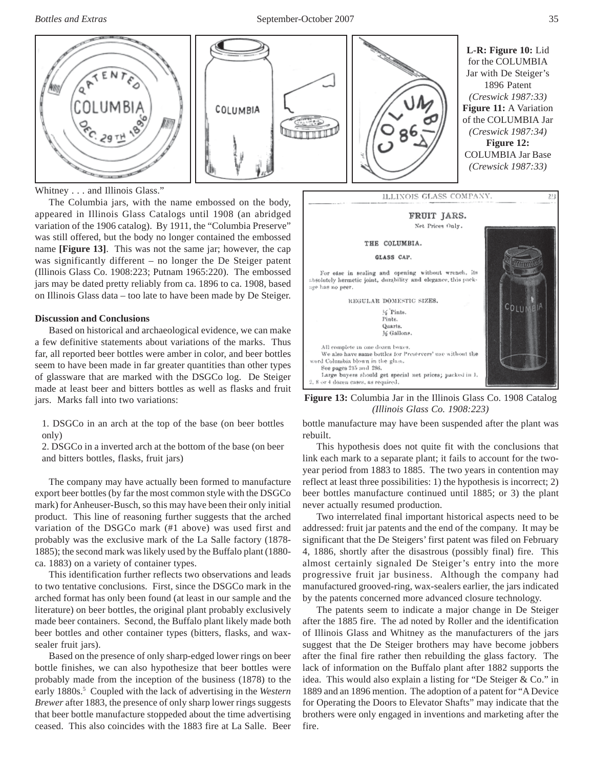**L-R: Figure 10:** Lid for the COLUMBIA Jar with De Steiger's 1896 Patent *(Creswick 1987:33)* **Figure 11:** A Variation of the COLUMBIA Jar *(Creswick 1987:34)* **Figure 12:** COLUMBIA Jar Base *(Crewsick 1987:33)*

Whitney . . . and Illinois Glass."

The Columbia jars, with the name embossed on the body, appeared in Illinois Glass Catalogs until 1908 (an abridged variation of the 1906 catalog). By 1911, the "Columbia Preserve" was still offered, but the body no longer contained the embossed name **[Figure 13]**. This was not the same jar; however, the cap was significantly different – no longer the De Steiger patent (Illinois Glass Co. 1908:223; Putnam 1965:220). The embossed jars may be dated pretty reliably from ca. 1896 to ca. 1908, based on Illinois Glass data – too late to have been made by De Steiger.

**Discussion and Conclusions**

Based on historical and archaeological evidence, we can make a few definitive statements about variations of the marks. Thus far, all reported beer bottles were amber in color, and beer bottles seem to have been made in far greater quantities than other types of glassware that are marked with the DSGCo log. De Steiger made at least beer and bitters bottles as well as flasks and fruit jars. Marks fall into two variations:

1. DSGCo in an arch at the top of the base (on beer bottles only)
2. DSGCo in a inverted arch at the bottom of the base (on beer and bitters bottles, flasks, fruit jars)

The company may have actually been formed to manufacture export beer bottles (by far the most common style with the DSGCo mark) for Anheuser-Busch, so this may have been their only initial product. This line of reasoning further suggests that the arched variation of the DSGCo mark (#1 above) was used first and probably was the exclusive mark of the La Salle factory (1878-1885); the second mark was likely used by the Buffalo plant (1880-ca. 1883) on a variety of container types.

This identification further reflects two observations and leads to two tentative conclusions. First, since the DSGCo mark in the arched format has only been found (at least in our sample and the literature) on beer bottles, the original plant probably exclusively made beer containers. Second, the Buffalo plant likely made both beer bottles and other container types (bitters, flasks, and wax-sealer fruit jars).

Based on the presence of only sharp-edged lower rings on beer bottle finishes, we can also hypothesize that beer bottles were probably made from the inception of the business (1878) to the early 1880s.[5] Coupled with the lack of advertising in the *Western Brewer* after 1883, the presence of only sharp lower rings suggests that beer bottle manufacture stoppeded about the time advertising ceased. This also coincides with the 1883 fire at La Salle. Beer bottle manufacture may have been suspended after the plant was rebuilt.

**Figure 13:** Columbia Jar in the Illinois Glass Co. 1908 Catalog *(Illinois Glass Co. 1908:223)*

This hypothesis does not quite fit with the conclusions that link each mark to a separate plant; it fails to account for the two-year period from 1883 to 1885. The two years in contention may reflect at least three possibilities: 1) the hypothesis is incorrect; 2) beer bottles manufacture continued until 1885; or 3) the plant never actually resumed production.

Two interrelated final important historical aspects need to be addressed: fruit jar patents and the end of the company. It may be significant that the De Steigers' first patent was filed on February 4, 1886, shortly after the disastrous (possibly final) fire. This almost certainly signaled De Steiger's entry into the more progressive fruit jar business. Although the company had manufactured grooved-ring, wax-sealers earlier, the jars indicated by the patents concerned more advanced closure technology.

The patents seem to indicate a major change in De Steiger after the 1885 fire. The ad noted by Roller and the identification of Illinois Glass and Whitney as the manufacturers of the jars suggest that the De Steiger brothers may have become jobbers after the final fire rather then rebuilding the glass factory. The lack of information on the Buffalo plant after 1882 supports the idea. This would also explain a listing for "De Steiger & Co." in 1889 and an 1896 mention. The adoption of a patent for "A Device for Operating the Doors to Elevator Shafts" may indicate that the brothers were only engaged in inventions and marketing after the fire.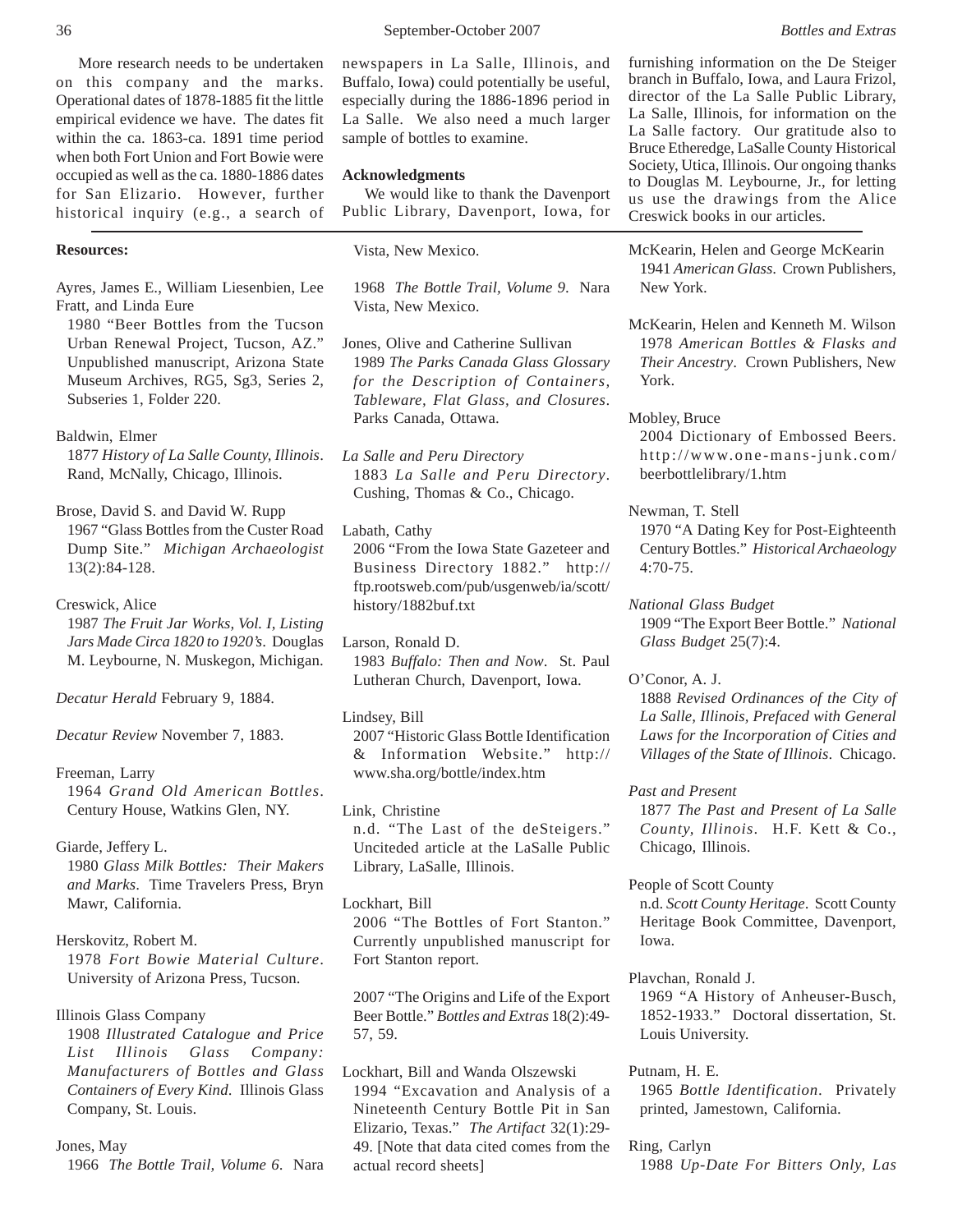More research needs to be undertaken on this company and the marks. Operational dates of 1878-1885 fit the little empirical evidence we have. The dates fit within the ca. 1863-ca. 1891 time period when both Fort Union and Fort Bowie were occupied as well as the ca. 1880-1886 dates for San Elizario. However, further historical inquiry (e.g., a search of newspapers in La Salle, Illinois, and Buffalo, Iowa) could potentially be useful, especially during the 1886-1896 period in La Salle. We also need a much larger sample of bottles to examine.

**Acknowledgments**

We would like to thank the Davenport Public Library, Davenport, Iowa, for furnishing information on the De Steiger branch in Buffalo, Iowa, and Laura Frizol, director of the La Salle Public Library, La Salle, Illinois, for information on the La Salle factory. Our gratitude also to Bruce Etheredge, LaSalle County Historical Society, Utica, Illinois. Our ongoing thanks to Douglas M. Leybourne, Jr., for letting us use the drawings from the Alice Creswick books in our articles.

**Resources:**

Ayres, James E., William Liesenbien, Lee Fratt, and Linda Eure
1980 "Beer Bottles from the Tucson Urban Renewal Project, Tucson, AZ." Unpublished manuscript, Arizona State Museum Archives, RG5, Sg3, Series 2, Subseries 1, Folder 220.

Baldwin, Elmer
1877 *History of La Salle County, Illinois*. Rand, McNally, Chicago, Illinois.

Brose, David S. and David W. Rupp
1967 "Glass Bottles from the Custer Road Dump Site." *Michigan Archaeologist* 13(2):84-128.

Creswick, Alice
1987 *The Fruit Jar Works, Vol. I, Listing Jars Made Circa 1820 to 1920's*. Douglas M. Leybourne, N. Muskegon, Michigan.

*Decatur Herald* February 9, 1884.

*Decatur Review* November 7, 1883.

Freeman, Larry
1964 *Grand Old American Bottles*. Century House, Watkins Glen, NY.

Giarde, Jeffery L.
1980 *Glass Milk Bottles: Their Makers and Marks*. Time Travelers Press, Bryn Mawr, California.

Herskovitz, Robert M.
1978 *Fort Bowie Material Culture*. University of Arizona Press, Tucson.

Illinois Glass Company
1908 *Illustrated Catalogue and Price List Illinois Glass Company: Manufacturers of Bottles and Glass Containers of Every Kind*. Illinois Glass Company, St. Louis.

Jones, May
1966 *The Bottle Trail, Volume 6*. Nara Vista, New Mexico.

1968 *The Bottle Trail, Volume 9*. Nara Vista, New Mexico.

Jones, Olive and Catherine Sullivan
1989 *The Parks Canada Glass Glossary for the Description of Containers, Tableware, Flat Glass, and Closures*. Parks Canada, Ottawa.

*La Salle and Peru Directory*
1883 *La Salle and Peru Directory*. Cushing, Thomas & Co., Chicago.

Labath, Cathy
2006 "From the Iowa State Gazeteer and Business Directory 1882." http://ftp.rootsweb.com/pub/usgenweb/ia/scott/history/1882buf.txt

Larson, Ronald D.
1983 *Buffalo: Then and Now*. St. Paul Lutheran Church, Davenport, Iowa.

Lindsey, Bill
2007 "Historic Glass Bottle Identification & Information Website." http://www.sha.org/bottle/index.htm

Link, Christine
n.d. "The Last of the deSteigers." Unciteded article at the LaSalle Public Library, LaSalle, Illinois.

Lockhart, Bill
2006 "The Bottles of Fort Stanton." Currently unpublished manuscript for Fort Stanton report.

2007 "The Origins and Life of the Export Beer Bottle." *Bottles and Extras* 18(2):49-57, 59.

Lockhart, Bill and Wanda Olszewski
1994 "Excavation and Analysis of a Nineteenth Century Bottle Pit in San Elizario, Texas." *The Artifact* 32(1):29-49. [Note that data cited comes from the actual record sheets]

McKearin, Helen and George McKearin
1941 *American Glass*. Crown Publishers, New York.

McKearin, Helen and Kenneth M. Wilson
1978 *American Bottles & Flasks and Their Ancestry*. Crown Publishers, New York.

Mobley, Bruce
2004 Dictionary of Embossed Beers. http://www.one-mans-junk.com/beerbottlelibrary/1.htm

Newman, T. Stell
1970 "A Dating Key for Post-Eighteenth Century Bottles." *Historical Archaeology* 4:70-75.

*National Glass Budget*
1909 "The Export Beer Bottle." *National Glass Budget* 25(7):4.

O'Conor, A. J.
1888 *Revised Ordinances of the City of La Salle, Illinois, Prefaced with General Laws for the Incorporation of Cities and Villages of the State of Illinois*. Chicago.

*Past and Present*
1877 *The Past and Present of La Salle County, Illinois*. H.F. Kett & Co., Chicago, Illinois.

People of Scott County
n.d. *Scott County Heritage*. Scott County Heritage Book Committee, Davenport, Iowa.

Plavchan, Ronald J.
1969 "A History of Anheuser-Busch, 1852-1933." Doctoral dissertation, St. Louis University.

Putnam, H. E.
1965 *Bottle Identification*. Privately printed, Jamestown, California.

Ring, Carlyn
1988 *Up-Date For Bitters Only, Las*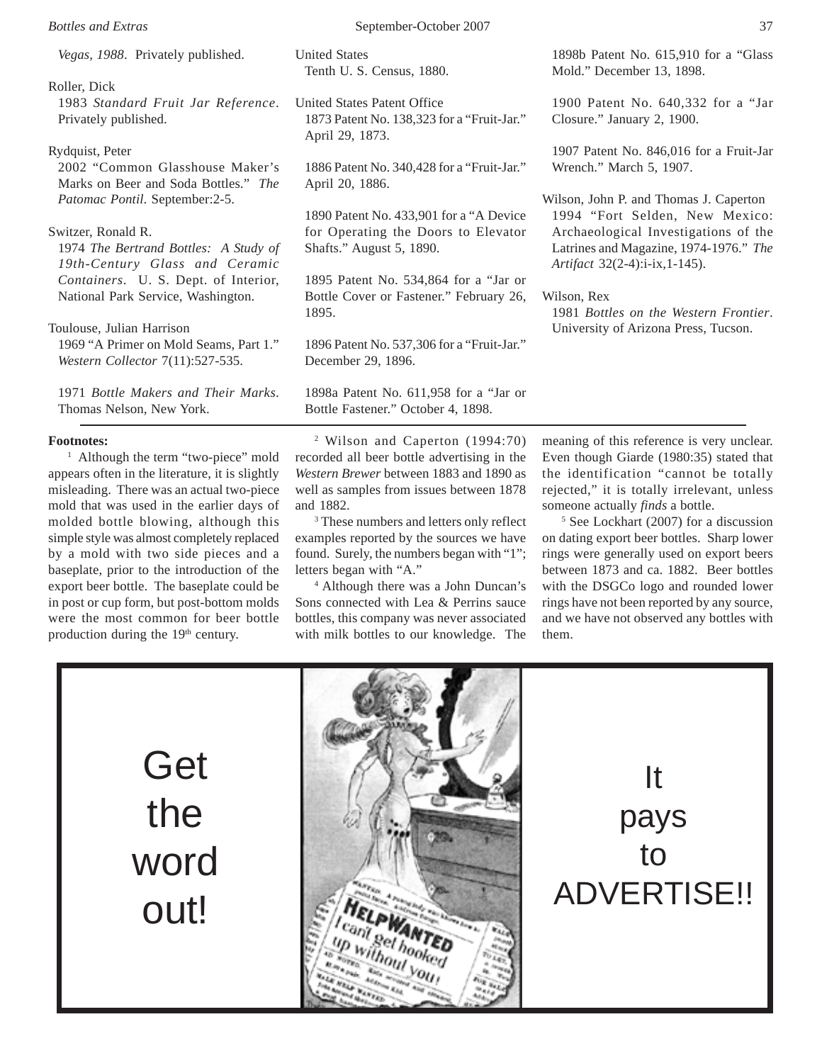*Vegas, 1988*. Privately published.

Roller, Dick
1983 *Standard Fruit Jar Reference*. Privately published.

Rydquist, Peter
2002 "Common Glasshouse Maker's Marks on Beer and Soda Bottles." *The Patomac Pontil*. September:2-5.

Switzer, Ronald R.
1974 *The Bertrand Bottles: A Study of 19th-Century Glass and Ceramic Containers*. U. S. Dept. of Interior, National Park Service, Washington.

Toulouse, Julian Harrison
1969 "A Primer on Mold Seams, Part 1." *Western Collector* 7(11):527-535.

1971 *Bottle Makers and Their Marks*. Thomas Nelson, New York.

United States
Tenth U. S. Census, 1880.

United States Patent Office
1873 Patent No. 138,323 for a "Fruit-Jar." April 29, 1873.

1886 Patent No. 340,428 for a "Fruit-Jar." April 20, 1886.

1890 Patent No. 433,901 for a "A Device for Operating the Doors to Elevator Shafts." August 5, 1890.

1895 Patent No. 534,864 for a "Jar or Bottle Cover or Fastener." February 26, 1895.

1896 Patent No. 537,306 for a "Fruit-Jar." December 29, 1896.

1898a Patent No. 611,958 for a "Jar or Bottle Fastener." October 4, 1898.

1898b Patent No. 615,910 for a "Glass Mold." December 13, 1898.

1900 Patent No. 640,332 for a "Jar Closure." January 2, 1900.

1907 Patent No. 846,016 for a Fruit-Jar Wrench." March 5, 1907.

Wilson, John P. and Thomas J. Caperton
1994 "Fort Selden, New Mexico: Archaeological Investigations of the Latrines and Magazine, 1974-1976." *The Artifact* 32(2-4):i-ix,1-145).

Wilson, Rex
1981 *Bottles on the Western Frontier*. University of Arizona Press, Tucson.

**Footnotes:**

[1] Although the term "two-piece" mold appears often in the literature, it is slightly misleading. There was an actual two-piece mold that was used in the earlier days of molded bottle blowing, although this simple style was almost completely replaced by a mold with two side pieces and a baseplate, prior to the introduction of the export beer bottle. The baseplate could be in post or cup form, but post-bottom molds were the most common for beer bottle production during the 19th century.

[2] Wilson and Caperton (1994:70) recorded all beer bottle advertising in the *Western Brewer* between 1883 and 1890 as well as samples from issues between 1878 and 1882.

[3] These numbers and letters only reflect examples reported by the sources we have found. Surely, the numbers began with "1"; letters began with "A."

[4] Although there was a John Duncan's Sons connected with Lea & Perrins sauce bottles, this company was never associated with milk bottles to our knowledge. The meaning of this reference is very unclear. Even though Giarde (1980:35) stated that the identification "cannot be totally rejected," it is totally irrelevant, unless someone actually *finds* a bottle.

[5] See Lockhart (2007) for a discussion on dating export beer bottles. Sharp lower rings were generally used on export beers between 1873 and ca. 1882. Beer bottles with the DSGCo logo and rounded lower rings have not been reported by any source, and we have not observed any bottles with them.

Get the word out!

It pays to ADVERTISE!!